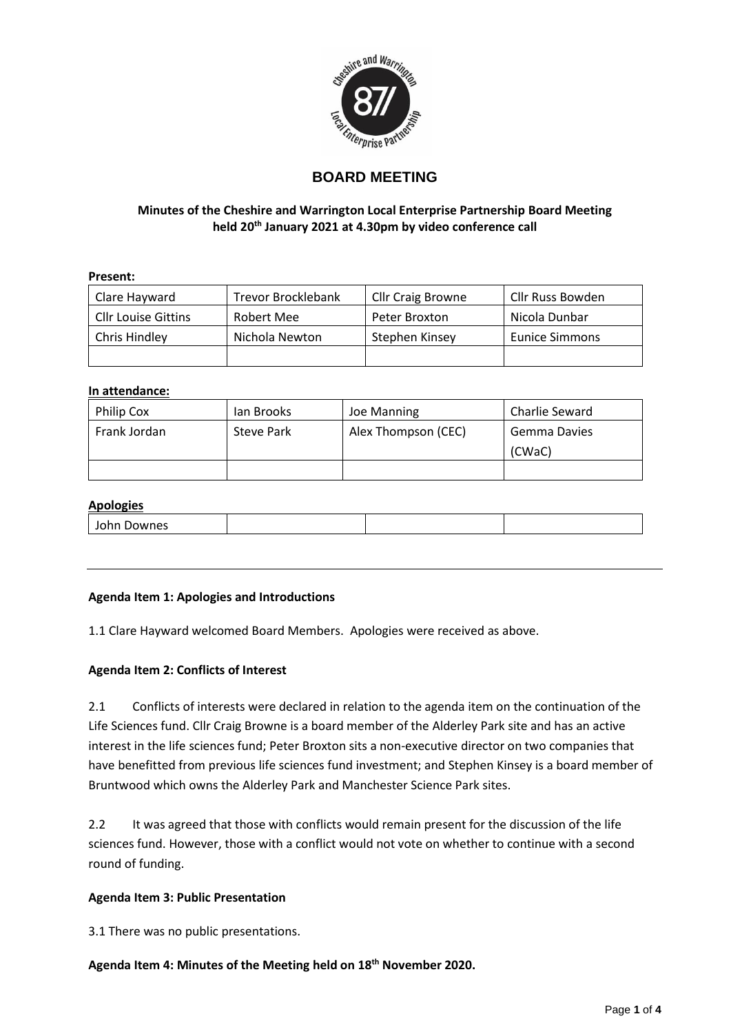## BOARD MEETING

**Minutes of the Cheshire and Warrington Local Enterprise Partnership Board Meeting held 20th January 2021 at 4.30pm by video conference call**

**Present:**

| | | | |
|---|---|---|---|
| Clare Hayward | Trevor Brocklebank | Cllr Craig Browne | Cllr Russ Bowden |
| Cllr Louise Gittins | Robert Mee | Peter Broxton | Nicola Dunbar |
| Chris Hindley | Nichola Newton | Stephen Kinsey | Eunice Simmons |
| | | | |

**In attendance:**

| | | | |
|---|---|---|---|
| Philip Cox | Ian Brooks | Joe Manning | Charlie Seward |
| Frank Jordan | Steve Park | Alex Thompson (CEC) | Gemma Davies (CWaC) |
| | | | |

**Apologies**

| | | | |
|---|---|---|---|
| John Downes | | | |

---

**Agenda Item 1: Apologies and Introductions**

1.1 Clare Hayward welcomed Board Members. Apologies were received as above.

**Agenda Item 2: Conflicts of Interest**

2.1 Conflicts of interests were declared in relation to the agenda item on the continuation of the Life Sciences fund. Cllr Craig Browne is a board member of the Alderley Park site and has an active interest in the life sciences fund; Peter Broxton sits a non-executive director on two companies that have benefitted from previous life sciences fund investment; and Stephen Kinsey is a board member of Bruntwood which owns the Alderley Park and Manchester Science Park sites.

2.2 It was agreed that those with conflicts would remain present for the discussion of the life sciences fund. However, those with a conflict would not vote on whether to continue with a second round of funding.

**Agenda Item 3: Public Presentation**

3.1 There was no public presentations.

**Agenda Item 4: Minutes of the Meeting held on 18th November 2020.**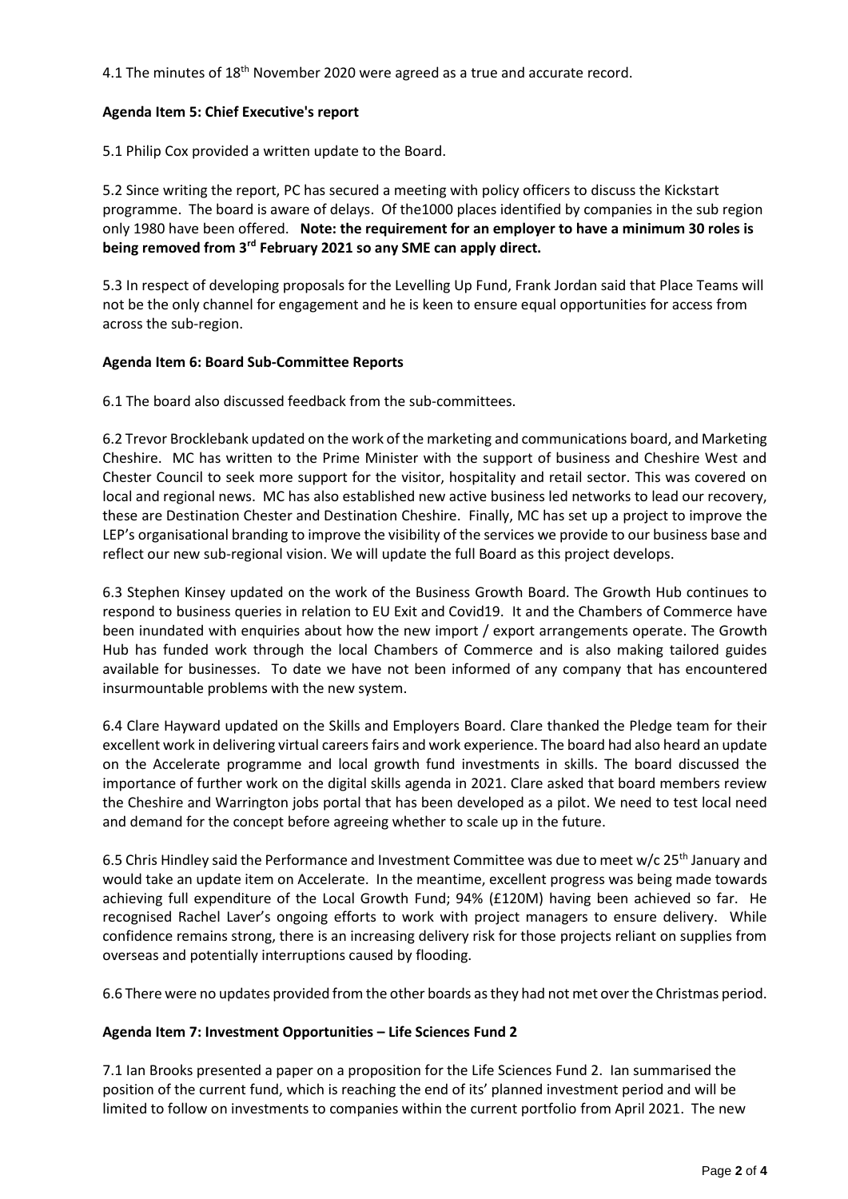4.1 The minutes of 18th November 2020 were agreed as a true and accurate record.

**Agenda Item 5: Chief Executive's report**

5.1 Philip Cox provided a written update to the Board.

5.2 Since writing the report, PC has secured a meeting with policy officers to discuss the Kickstart programme. The board is aware of delays. Of the1000 places identified by companies in the sub region only 1980 have been offered. **Note: the requirement for an employer to have a minimum 30 roles is being removed from 3rd February 2021 so any SME can apply direct.**

5.3 In respect of developing proposals for the Levelling Up Fund, Frank Jordan said that Place Teams will not be the only channel for engagement and he is keen to ensure equal opportunities for access from across the sub-region.

**Agenda Item 6: Board Sub-Committee Reports**

6.1 The board also discussed feedback from the sub-committees.

6.2 Trevor Brocklebank updated on the work of the marketing and communications board, and Marketing Cheshire. MC has written to the Prime Minister with the support of business and Cheshire West and Chester Council to seek more support for the visitor, hospitality and retail sector. This was covered on local and regional news. MC has also established new active business led networks to lead our recovery, these are Destination Chester and Destination Cheshire. Finally, MC has set up a project to improve the LEP's organisational branding to improve the visibility of the services we provide to our business base and reflect our new sub-regional vision. We will update the full Board as this project develops.

6.3 Stephen Kinsey updated on the work of the Business Growth Board. The Growth Hub continues to respond to business queries in relation to EU Exit and Covid19. It and the Chambers of Commerce have been inundated with enquiries about how the new import / export arrangements operate. The Growth Hub has funded work through the local Chambers of Commerce and is also making tailored guides available for businesses. To date we have not been informed of any company that has encountered insurmountable problems with the new system.

6.4 Clare Hayward updated on the Skills and Employers Board. Clare thanked the Pledge team for their excellent work in delivering virtual careers fairs and work experience. The board had also heard an update on the Accelerate programme and local growth fund investments in skills. The board discussed the importance of further work on the digital skills agenda in 2021. Clare asked that board members review the Cheshire and Warrington jobs portal that has been developed as a pilot. We need to test local need and demand for the concept before agreeing whether to scale up in the future.

6.5 Chris Hindley said the Performance and Investment Committee was due to meet w/c 25th January and would take an update item on Accelerate. In the meantime, excellent progress was being made towards achieving full expenditure of the Local Growth Fund; 94% (£120M) having been achieved so far. He recognised Rachel Laver's ongoing efforts to work with project managers to ensure delivery. While confidence remains strong, there is an increasing delivery risk for those projects reliant on supplies from overseas and potentially interruptions caused by flooding.

6.6 There were no updates provided from the other boards as they had not met over the Christmas period.

**Agenda Item 7: Investment Opportunities – Life Sciences Fund 2**

7.1 Ian Brooks presented a paper on a proposition for the Life Sciences Fund 2. Ian summarised the position of the current fund, which is reaching the end of its' planned investment period and will be limited to follow on investments to companies within the current portfolio from April 2021. The new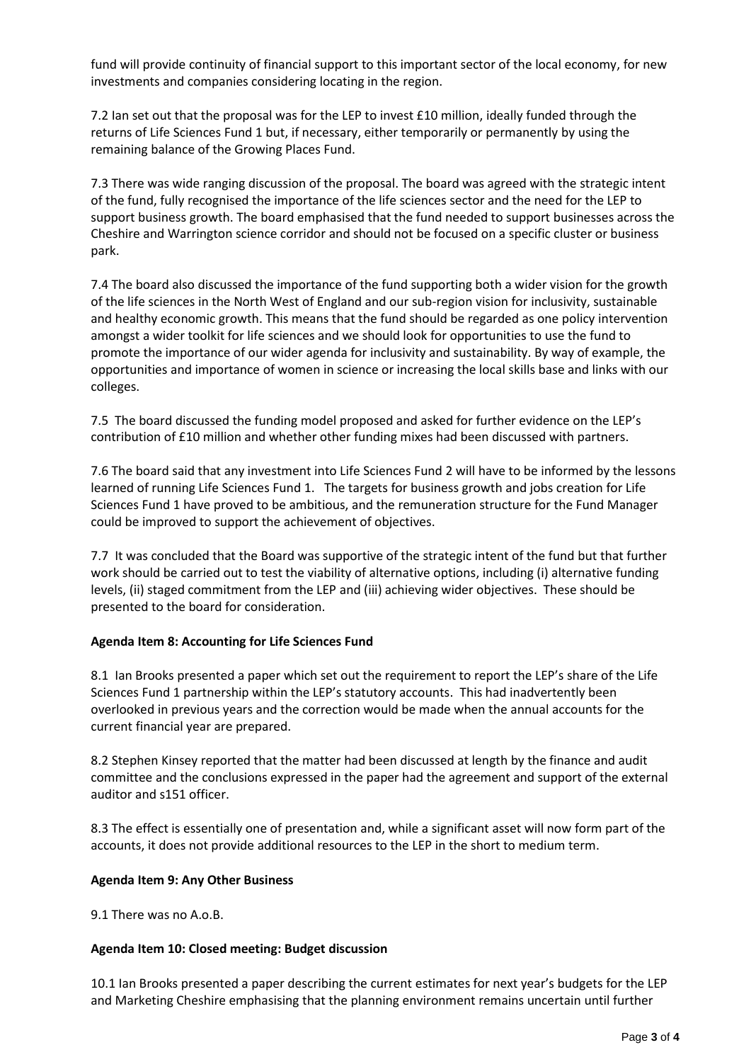fund will provide continuity of financial support to this important sector of the local economy, for new investments and companies considering locating in the region.

7.2 Ian set out that the proposal was for the LEP to invest £10 million, ideally funded through the returns of Life Sciences Fund 1 but, if necessary, either temporarily or permanently by using the remaining balance of the Growing Places Fund.

7.3 There was wide ranging discussion of the proposal. The board was agreed with the strategic intent of the fund, fully recognised the importance of the life sciences sector and the need for the LEP to support business growth. The board emphasised that the fund needed to support businesses across the Cheshire and Warrington science corridor and should not be focused on a specific cluster or business park.

7.4 The board also discussed the importance of the fund supporting both a wider vision for the growth of the life sciences in the North West of England and our sub-region vision for inclusivity, sustainable and healthy economic growth. This means that the fund should be regarded as one policy intervention amongst a wider toolkit for life sciences and we should look for opportunities to use the fund to promote the importance of our wider agenda for inclusivity and sustainability. By way of example, the opportunities and importance of women in science or increasing the local skills base and links with our colleges.

7.5 The board discussed the funding model proposed and asked for further evidence on the LEP's contribution of £10 million and whether other funding mixes had been discussed with partners.

7.6 The board said that any investment into Life Sciences Fund 2 will have to be informed by the lessons learned of running Life Sciences Fund 1. The targets for business growth and jobs creation for Life Sciences Fund 1 have proved to be ambitious, and the remuneration structure for the Fund Manager could be improved to support the achievement of objectives.

7.7 It was concluded that the Board was supportive of the strategic intent of the fund but that further work should be carried out to test the viability of alternative options, including (i) alternative funding levels, (ii) staged commitment from the LEP and (iii) achieving wider objectives. These should be presented to the board for consideration.

**Agenda Item 8: Accounting for Life Sciences Fund**

8.1 Ian Brooks presented a paper which set out the requirement to report the LEP's share of the Life Sciences Fund 1 partnership within the LEP's statutory accounts. This had inadvertently been overlooked in previous years and the correction would be made when the annual accounts for the current financial year are prepared.

8.2 Stephen Kinsey reported that the matter had been discussed at length by the finance and audit committee and the conclusions expressed in the paper had the agreement and support of the external auditor and s151 officer.

8.3 The effect is essentially one of presentation and, while a significant asset will now form part of the accounts, it does not provide additional resources to the LEP in the short to medium term.

**Agenda Item 9: Any Other Business**

9.1 There was no A.o.B.

**Agenda Item 10: Closed meeting: Budget discussion**

10.1 Ian Brooks presented a paper describing the current estimates for next year's budgets for the LEP and Marketing Cheshire emphasising that the planning environment remains uncertain until further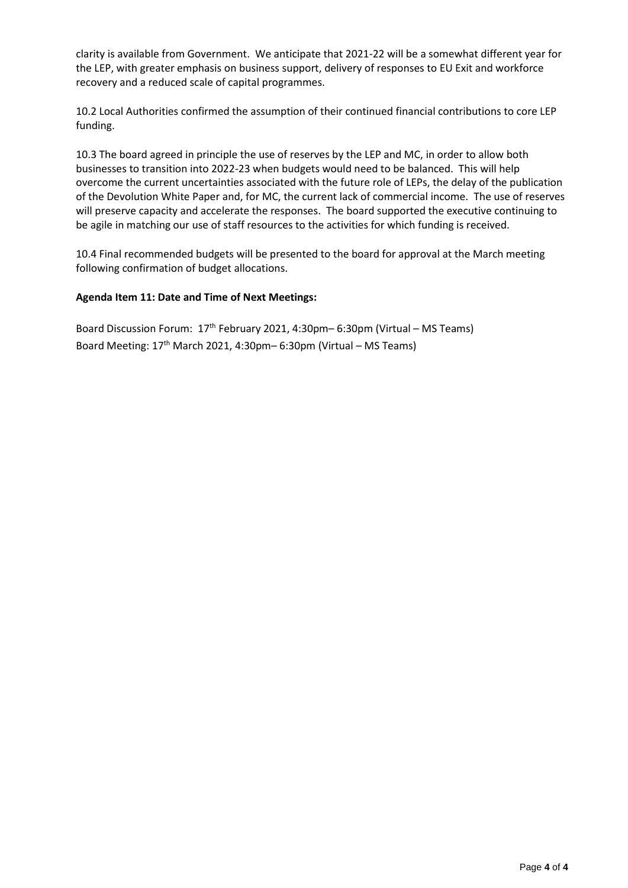clarity is available from Government. We anticipate that 2021-22 will be a somewhat different year for the LEP, with greater emphasis on business support, delivery of responses to EU Exit and workforce recovery and a reduced scale of capital programmes.

10.2 Local Authorities confirmed the assumption of their continued financial contributions to core LEP funding.

10.3 The board agreed in principle the use of reserves by the LEP and MC, in order to allow both businesses to transition into 2022-23 when budgets would need to be balanced. This will help overcome the current uncertainties associated with the future role of LEPs, the delay of the publication of the Devolution White Paper and, for MC, the current lack of commercial income. The use of reserves will preserve capacity and accelerate the responses. The board supported the executive continuing to be agile in matching our use of staff resources to the activities for which funding is received.

10.4 Final recommended budgets will be presented to the board for approval at the March meeting following confirmation of budget allocations.

**Agenda Item 11: Date and Time of Next Meetings:**

Board Discussion Forum: 17th February 2021, 4:30pm– 6:30pm (Virtual – MS Teams)
Board Meeting: 17th March 2021, 4:30pm– 6:30pm (Virtual – MS Teams)